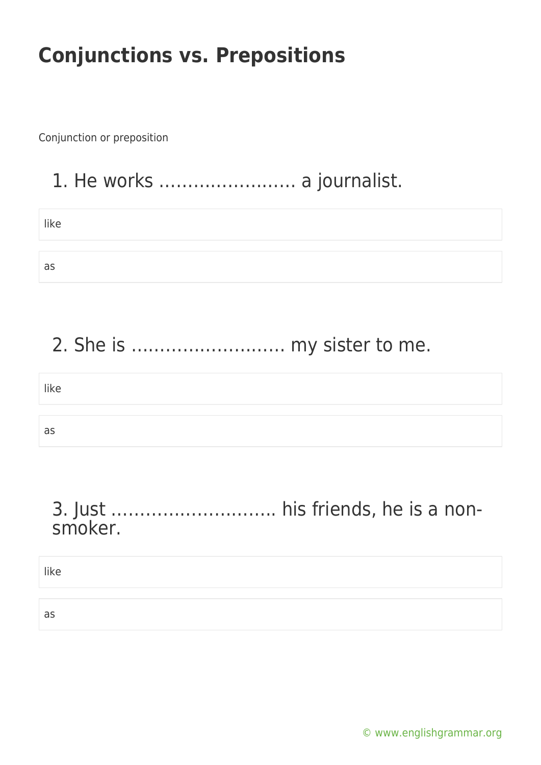# Conjunctions vs. Prepositions

Conjunction or preposition

## 1. He works …………………… a journalist.

like

as

## 2. She is ……………………. my sister to me.

like

as

## 3. Just ………………………. his friends, he is a non-smoker.

like

as

© www.englishgrammar.org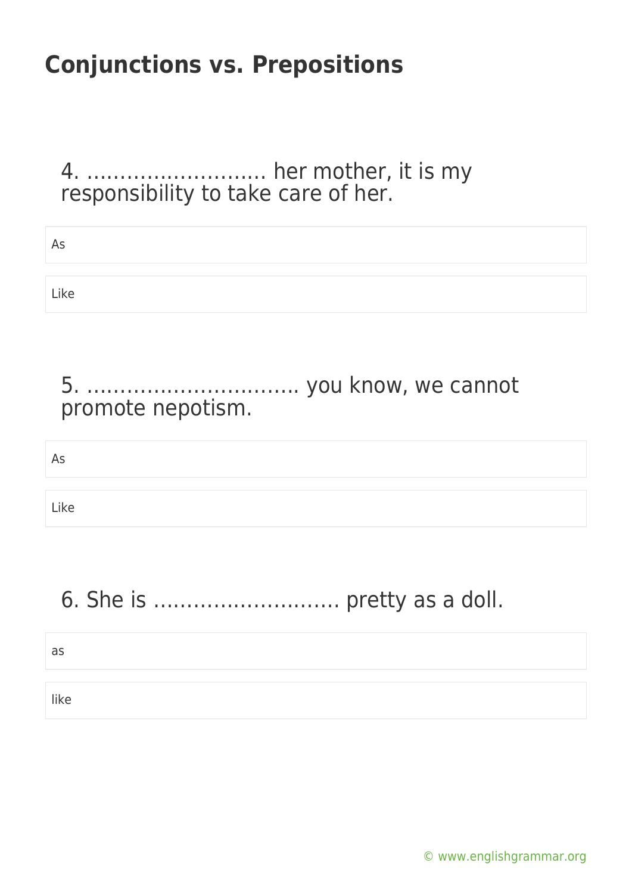# Conjunctions vs. Prepositions

4. ……………………… her mother, it is my responsibility to take care of her.

- As
- Like

5. ………………………… you know, we cannot promote nepotism.

- As
- Like

6. She is ……………………… pretty as a doll.

- as
- like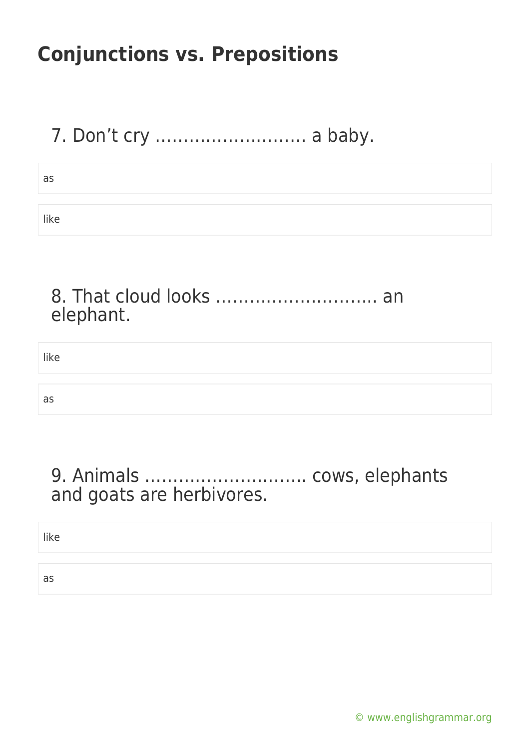# Conjunctions vs. Prepositions

7. Don't cry ……………………… a baby.

as

like

8. That cloud looks ……………………….. an elephant.

like

as

9. Animals ……………………….. cows, elephants and goats are herbivores.

like

as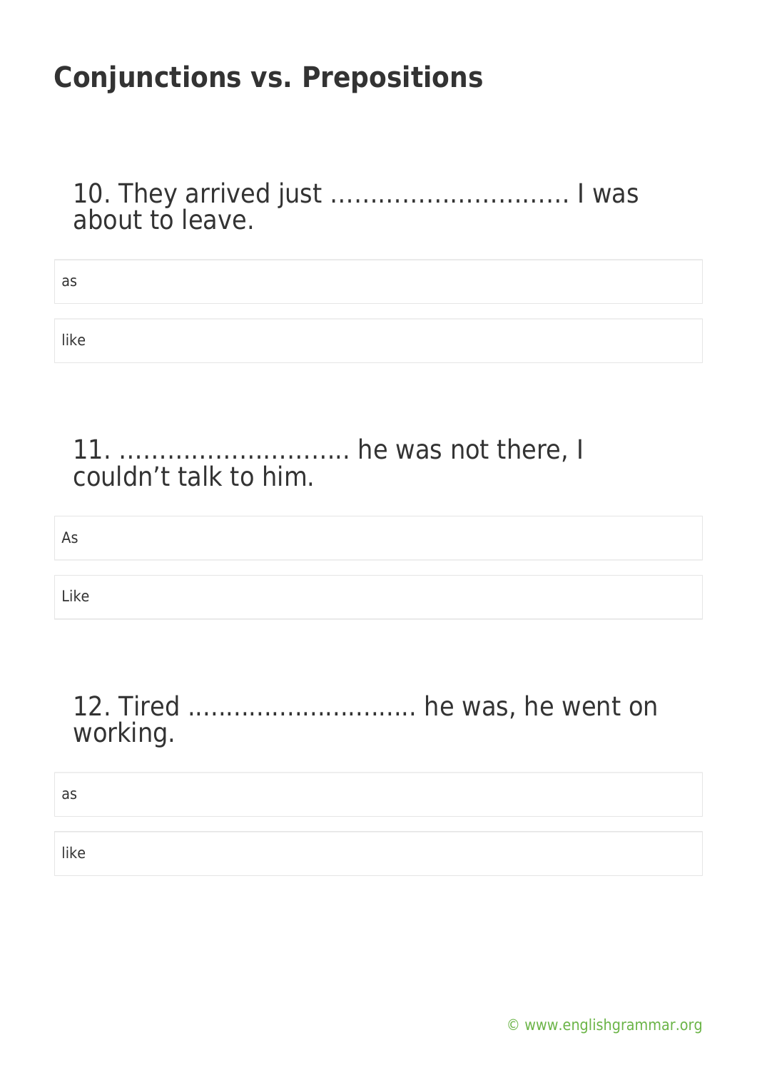# Conjunctions vs. Prepositions

10. They arrived just ………………………… I was about to leave.

as

like

11. ……………………….. he was not there, I couldn't talk to him.

As

Like

12. Tired ……………………….. he was, he went on working.

as

like

© www.englishgrammar.org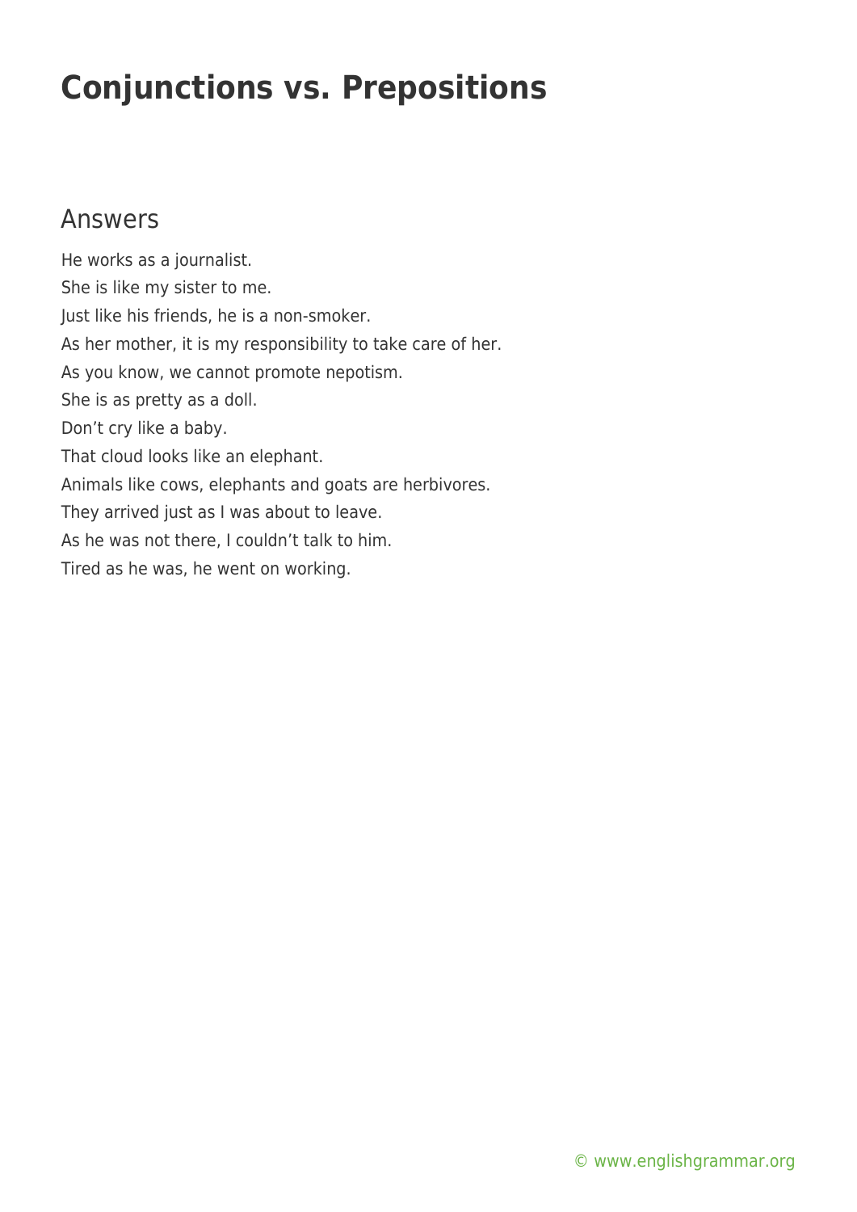# Conjunctions vs. Prepositions

## Answers

He works as a journalist.
She is like my sister to me.
Just like his friends, he is a non-smoker.
As her mother, it is my responsibility to take care of her.
As you know, we cannot promote nepotism.
She is as pretty as a doll.
Don't cry like a baby.
That cloud looks like an elephant.
Animals like cows, elephants and goats are herbivores.
They arrived just as I was about to leave.
As he was not there, I couldn't talk to him.
Tired as he was, he went on working.